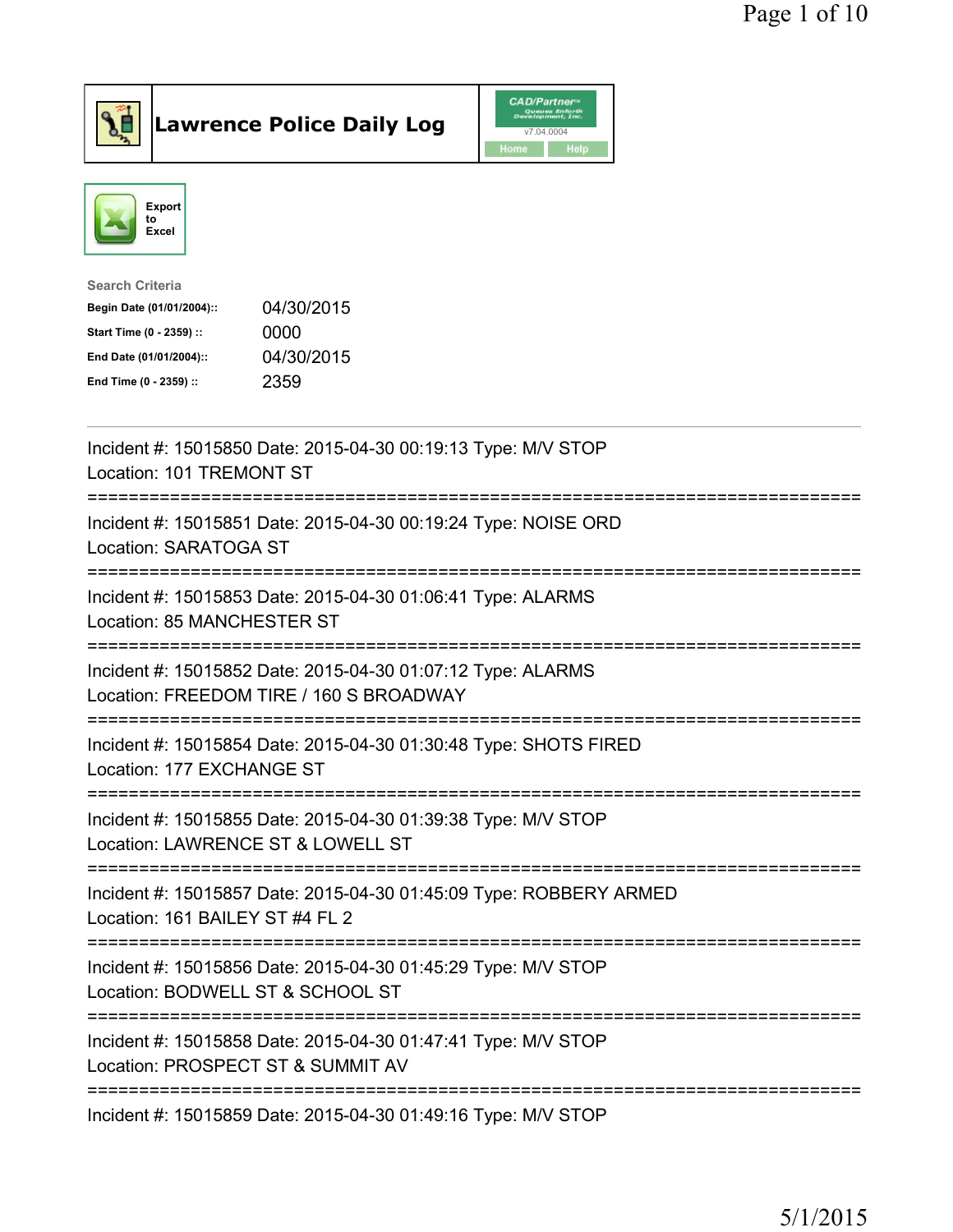# Lawrence Police Daily Log

Export to Excel

**Search Criteria**

| | |
|---|---|
| **Begin Date (01/01/2004)::** | 04/30/2015 |
| **Start Time (0 - 2359) ::** | 0000 |
| **End Date (01/01/2004)::** | 04/30/2015 |
| **End Time (0 - 2359) ::** | 2359 |

---

Incident #: 15015850 Date: 2015-04-30 00:19:13 Type: M/V STOP
Location: 101 TREMONT ST

===========================================================================

Incident #: 15015851 Date: 2015-04-30 00:19:24 Type: NOISE ORD
Location: SARATOGA ST

===========================================================================

Incident #: 15015853 Date: 2015-04-30 01:06:41 Type: ALARMS
Location: 85 MANCHESTER ST

===========================================================================

Incident #: 15015852 Date: 2015-04-30 01:07:12 Type: ALARMS
Location: FREEDOM TIRE / 160 S BROADWAY

===========================================================================

Incident #: 15015854 Date: 2015-04-30 01:30:48 Type: SHOTS FIRED
Location: 177 EXCHANGE ST

===========================================================================

Incident #: 15015855 Date: 2015-04-30 01:39:38 Type: M/V STOP
Location: LAWRENCE ST & LOWELL ST

===========================================================================

Incident #: 15015857 Date: 2015-04-30 01:45:09 Type: ROBBERY ARMED
Location: 161 BAILEY ST #4 FL 2

===========================================================================

Incident #: 15015856 Date: 2015-04-30 01:45:29 Type: M/V STOP
Location: BODWELL ST & SCHOOL ST

===========================================================================

Incident #: 15015858 Date: 2015-04-30 01:47:41 Type: M/V STOP
Location: PROSPECT ST & SUMMIT AV

===========================================================================

Incident #: 15015859 Date: 2015-04-30 01:49:16 Type: M/V STOP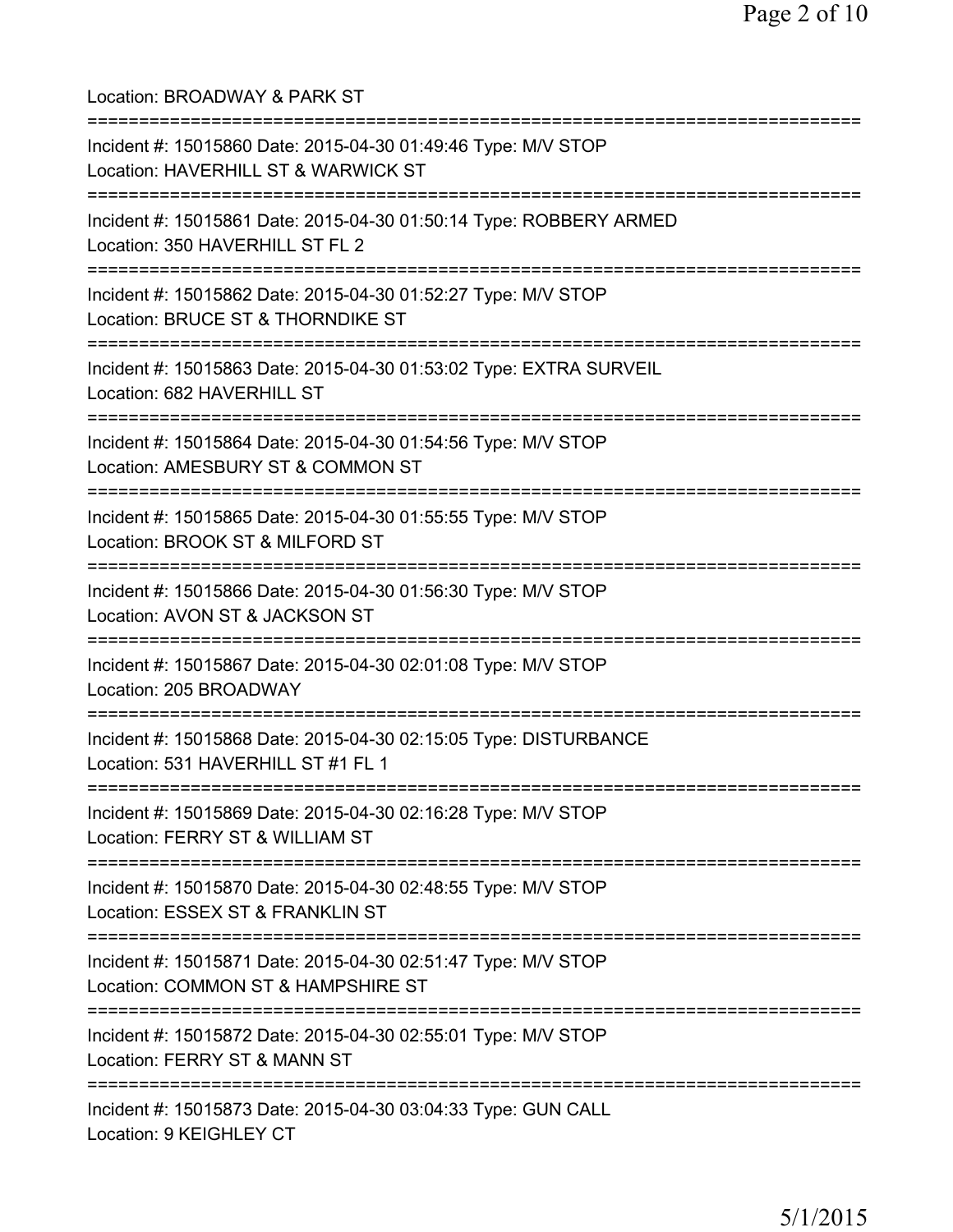Location: BROADWAY & PARK ST

===========================================================================

Incident #: 15015860 Date: 2015-04-30 01:49:46 Type: M/V STOP
Location: HAVERHILL ST & WARWICK ST

===========================================================================

Incident #: 15015861 Date: 2015-04-30 01:50:14 Type: ROBBERY ARMED
Location: 350 HAVERHILL ST FL 2

===========================================================================

Incident #: 15015862 Date: 2015-04-30 01:52:27 Type: M/V STOP
Location: BRUCE ST & THORNDIKE ST

===========================================================================

Incident #: 15015863 Date: 2015-04-30 01:53:02 Type: EXTRA SURVEIL
Location: 682 HAVERHILL ST

===========================================================================

Incident #: 15015864 Date: 2015-04-30 01:54:56 Type: M/V STOP
Location: AMESBURY ST & COMMON ST

===========================================================================

Incident #: 15015865 Date: 2015-04-30 01:55:55 Type: M/V STOP
Location: BROOK ST & MILFORD ST

===========================================================================

Incident #: 15015866 Date: 2015-04-30 01:56:30 Type: M/V STOP
Location: AVON ST & JACKSON ST

===========================================================================

Incident #: 15015867 Date: 2015-04-30 02:01:08 Type: M/V STOP
Location: 205 BROADWAY

===========================================================================

Incident #: 15015868 Date: 2015-04-30 02:15:05 Type: DISTURBANCE
Location: 531 HAVERHILL ST #1 FL 1

===========================================================================

Incident #: 15015869 Date: 2015-04-30 02:16:28 Type: M/V STOP
Location: FERRY ST & WILLIAM ST

===========================================================================

Incident #: 15015870 Date: 2015-04-30 02:48:55 Type: M/V STOP
Location: ESSEX ST & FRANKLIN ST

===========================================================================

Incident #: 15015871 Date: 2015-04-30 02:51:47 Type: M/V STOP
Location: COMMON ST & HAMPSHIRE ST

===========================================================================

Incident #: 15015872 Date: 2015-04-30 02:55:01 Type: M/V STOP
Location: FERRY ST & MANN ST

===========================================================================

Incident #: 15015873 Date: 2015-04-30 03:04:33 Type: GUN CALL
Location: 9 KEIGHLEY CT

5/1/2015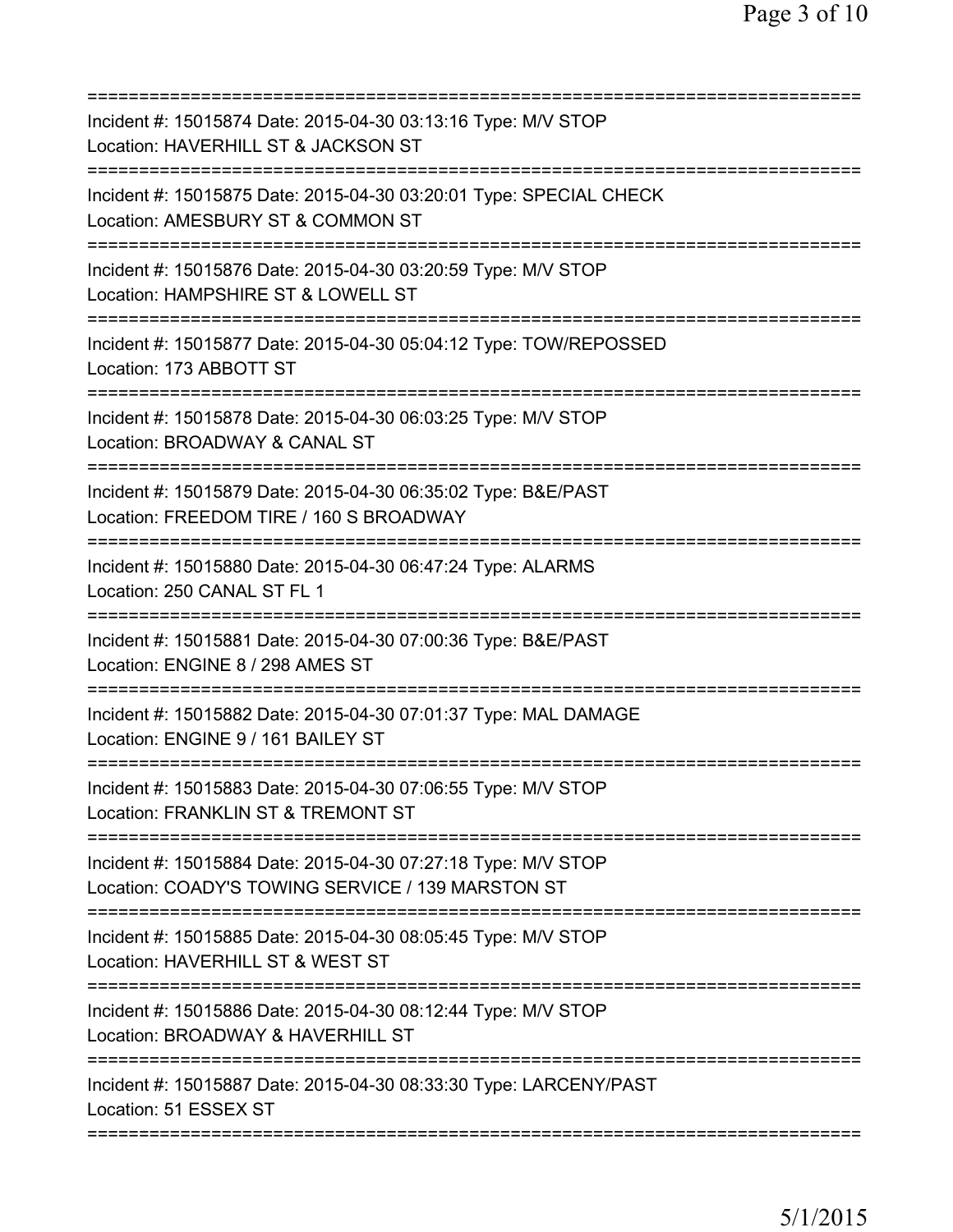Incident #: 15015874 Date: 2015-04-30 03:13:16 Type: M/V STOP
Location: HAVERHILL ST & JACKSON ST

---

Incident #: 15015875 Date: 2015-04-30 03:20:01 Type: SPECIAL CHECK
Location: AMESBURY ST & COMMON ST

---

Incident #: 15015876 Date: 2015-04-30 03:20:59 Type: M/V STOP
Location: HAMPSHIRE ST & LOWELL ST

---

Incident #: 15015877 Date: 2015-04-30 05:04:12 Type: TOW/REPOSSED
Location: 173 ABBOTT ST

---

Incident #: 15015878 Date: 2015-04-30 06:03:25 Type: M/V STOP
Location: BROADWAY & CANAL ST

---

Incident #: 15015879 Date: 2015-04-30 06:35:02 Type: B&E/PAST
Location: FREEDOM TIRE / 160 S BROADWAY

---

Incident #: 15015880 Date: 2015-04-30 06:47:24 Type: ALARMS
Location: 250 CANAL ST FL 1

---

Incident #: 15015881 Date: 2015-04-30 07:00:36 Type: B&E/PAST
Location: ENGINE 8 / 298 AMES ST

---

Incident #: 15015882 Date: 2015-04-30 07:01:37 Type: MAL DAMAGE
Location: ENGINE 9 / 161 BAILEY ST

---

Incident #: 15015883 Date: 2015-04-30 07:06:55 Type: M/V STOP
Location: FRANKLIN ST & TREMONT ST

---

Incident #: 15015884 Date: 2015-04-30 07:27:18 Type: M/V STOP
Location: COADY'S TOWING SERVICE / 139 MARSTON ST

---

Incident #: 15015885 Date: 2015-04-30 08:05:45 Type: M/V STOP
Location: HAVERHILL ST & WEST ST

---

Incident #: 15015886 Date: 2015-04-30 08:12:44 Type: M/V STOP
Location: BROADWAY & HAVERHILL ST

---

Incident #: 15015887 Date: 2015-04-30 08:33:30 Type: LARCENY/PAST
Location: 51 ESSEX ST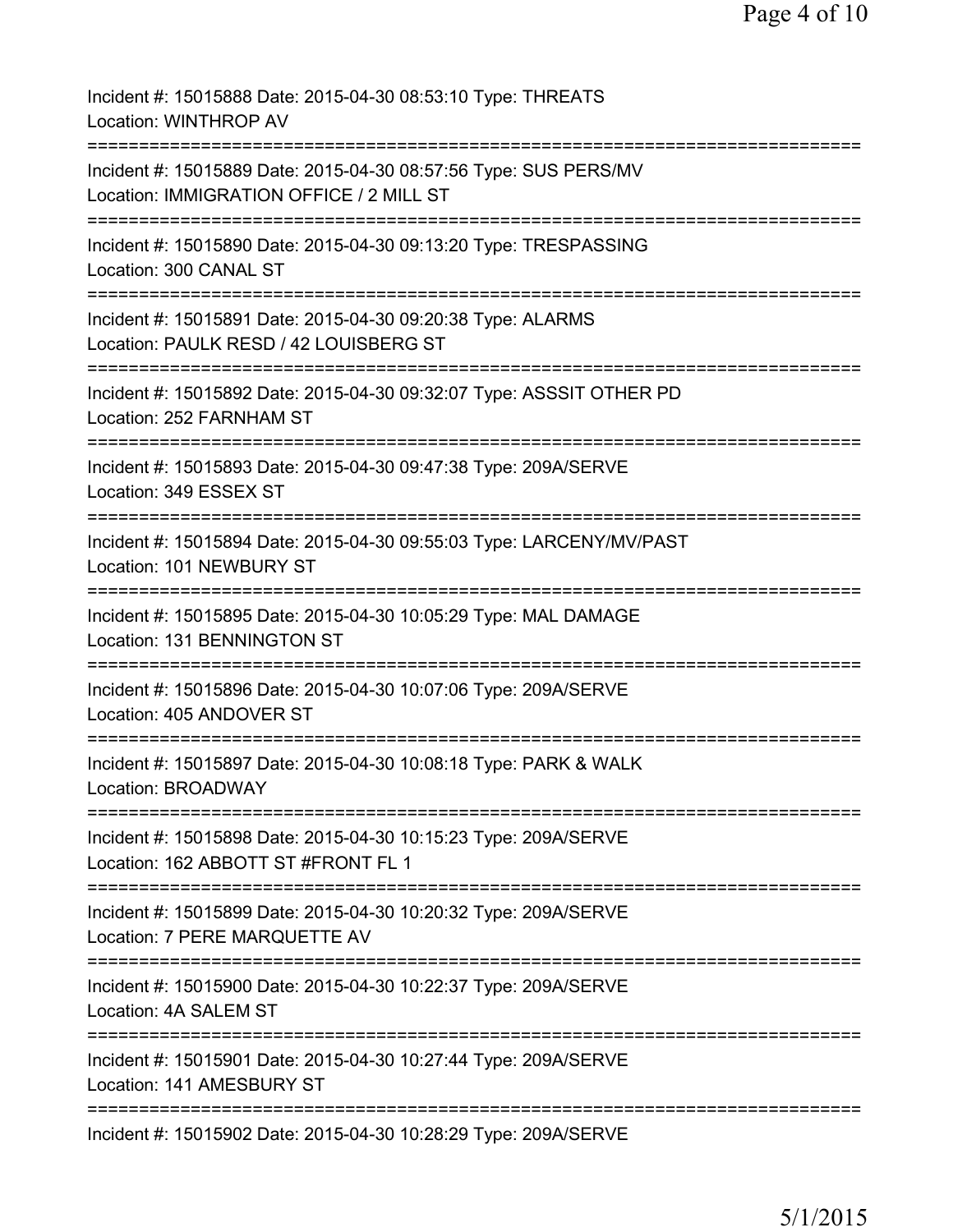Incident #: 15015888 Date: 2015-04-30 08:53:10 Type: THREATS
Location: WINTHROP AV
===========================================================================
Incident #: 15015889 Date: 2015-04-30 08:57:56 Type: SUS PERS/MV
Location: IMMIGRATION OFFICE / 2 MILL ST
===========================================================================
Incident #: 15015890 Date: 2015-04-30 09:13:20 Type: TRESPASSING
Location: 300 CANAL ST
===========================================================================
Incident #: 15015891 Date: 2015-04-30 09:20:38 Type: ALARMS
Location: PAULK RESD / 42 LOUISBERG ST
===========================================================================
Incident #: 15015892 Date: 2015-04-30 09:32:07 Type: ASSSIT OTHER PD
Location: 252 FARNHAM ST
===========================================================================
Incident #: 15015893 Date: 2015-04-30 09:47:38 Type: 209A/SERVE
Location: 349 ESSEX ST
===========================================================================
Incident #: 15015894 Date: 2015-04-30 09:55:03 Type: LARCENY/MV/PAST
Location: 101 NEWBURY ST
===========================================================================
Incident #: 15015895 Date: 2015-04-30 10:05:29 Type: MAL DAMAGE
Location: 131 BENNINGTON ST
===========================================================================
Incident #: 15015896 Date: 2015-04-30 10:07:06 Type: 209A/SERVE
Location: 405 ANDOVER ST
===========================================================================
Incident #: 15015897 Date: 2015-04-30 10:08:18 Type: PARK & WALK
Location: BROADWAY
===========================================================================
Incident #: 15015898 Date: 2015-04-30 10:15:23 Type: 209A/SERVE
Location: 162 ABBOTT ST #FRONT FL 1
===========================================================================
Incident #: 15015899 Date: 2015-04-30 10:20:32 Type: 209A/SERVE
Location: 7 PERE MARQUETTE AV
===========================================================================
Incident #: 15015900 Date: 2015-04-30 10:22:37 Type: 209A/SERVE
Location: 4A SALEM ST
===========================================================================
Incident #: 15015901 Date: 2015-04-30 10:27:44 Type: 209A/SERVE
Location: 141 AMESBURY ST
===========================================================================
Incident #: 15015902 Date: 2015-04-30 10:28:29 Type: 209A/SERVE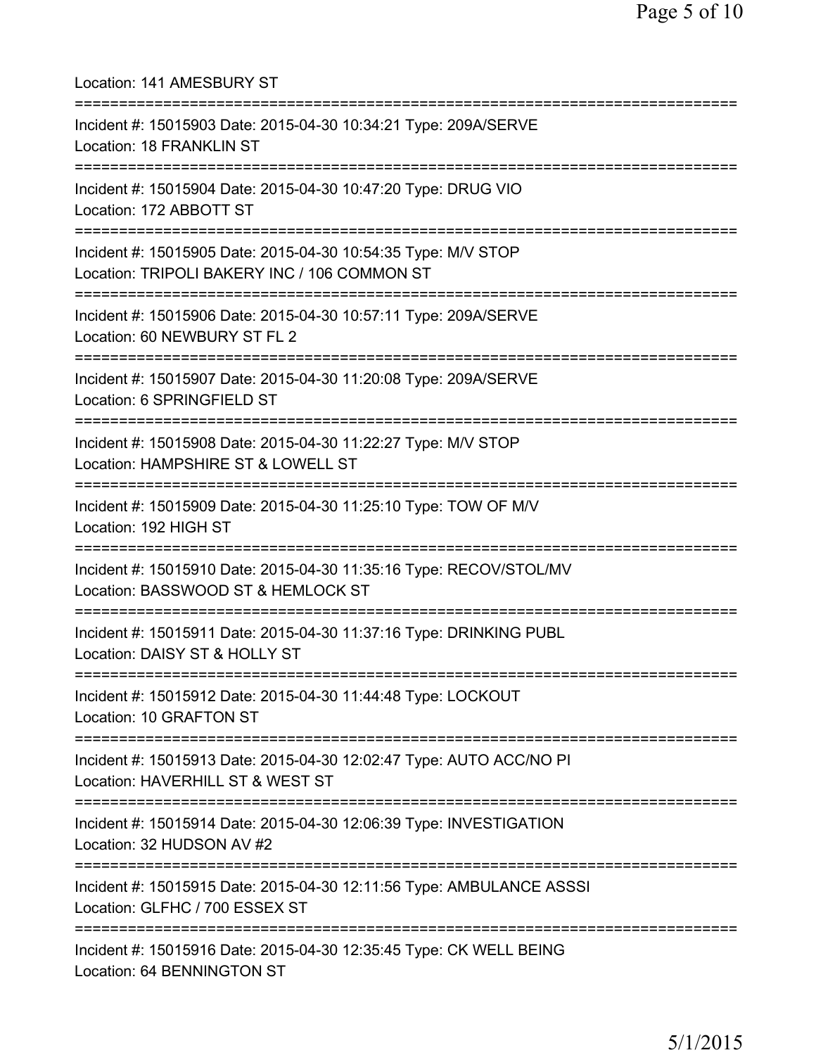Location: 141 AMESBURY ST

===========================================================================

Incident #: 15015903 Date: 2015-04-30 10:34:21 Type: 209A/SERVE
Location: 18 FRANKLIN ST

===========================================================================

Incident #: 15015904 Date: 2015-04-30 10:47:20 Type: DRUG VIO
Location: 172 ABBOTT ST

===========================================================================

Incident #: 15015905 Date: 2015-04-30 10:54:35 Type: M/V STOP
Location: TRIPOLI BAKERY INC / 106 COMMON ST

===========================================================================

Incident #: 15015906 Date: 2015-04-30 10:57:11 Type: 209A/SERVE
Location: 60 NEWBURY ST FL 2

===========================================================================

Incident #: 15015907 Date: 2015-04-30 11:20:08 Type: 209A/SERVE
Location: 6 SPRINGFIELD ST

===========================================================================

Incident #: 15015908 Date: 2015-04-30 11:22:27 Type: M/V STOP
Location: HAMPSHIRE ST & LOWELL ST

===========================================================================

Incident #: 15015909 Date: 2015-04-30 11:25:10 Type: TOW OF M/V
Location: 192 HIGH ST

===========================================================================

Incident #: 15015910 Date: 2015-04-30 11:35:16 Type: RECOV/STOL/MV
Location: BASSWOOD ST & HEMLOCK ST

===========================================================================

Incident #: 15015911 Date: 2015-04-30 11:37:16 Type: DRINKING PUBL
Location: DAISY ST & HOLLY ST

===========================================================================

Incident #: 15015912 Date: 2015-04-30 11:44:48 Type: LOCKOUT
Location: 10 GRAFTON ST

===========================================================================

Incident #: 15015913 Date: 2015-04-30 12:02:47 Type: AUTO ACC/NO PI
Location: HAVERHILL ST & WEST ST

===========================================================================

Incident #: 15015914 Date: 2015-04-30 12:06:39 Type: INVESTIGATION
Location: 32 HUDSON AV #2

===========================================================================

Incident #: 15015915 Date: 2015-04-30 12:11:56 Type: AMBULANCE ASSSI
Location: GLFHC / 700 ESSEX ST

===========================================================================

Incident #: 15015916 Date: 2015-04-30 12:35:45 Type: CK WELL BEING
Location: 64 BENNINGTON ST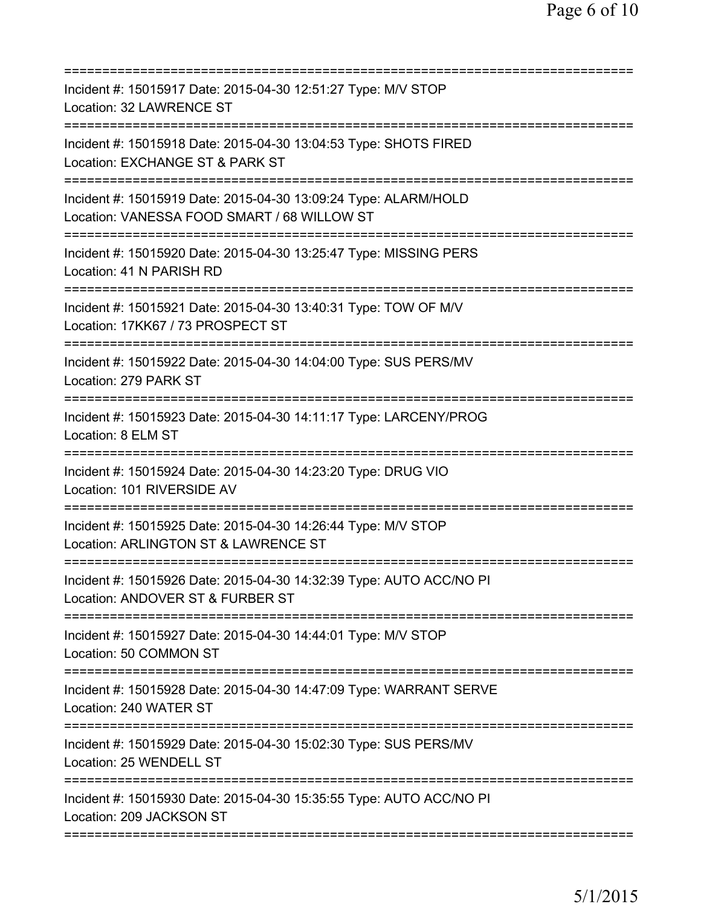===========================================================================
Incident #: 15015917 Date: 2015-04-30 12:51:27 Type: M/V STOP
Location: 32 LAWRENCE ST
===========================================================================
Incident #: 15015918 Date: 2015-04-30 13:04:53 Type: SHOTS FIRED
Location: EXCHANGE ST & PARK ST
===========================================================================
Incident #: 15015919 Date: 2015-04-30 13:09:24 Type: ALARM/HOLD
Location: VANESSA FOOD SMART / 68 WILLOW ST
===========================================================================
Incident #: 15015920 Date: 2015-04-30 13:25:47 Type: MISSING PERS
Location: 41 N PARISH RD
===========================================================================
Incident #: 15015921 Date: 2015-04-30 13:40:31 Type: TOW OF M/V
Location: 17KK67 / 73 PROSPECT ST
===========================================================================
Incident #: 15015922 Date: 2015-04-30 14:04:00 Type: SUS PERS/MV
Location: 279 PARK ST
===========================================================================
Incident #: 15015923 Date: 2015-04-30 14:11:17 Type: LARCENY/PROG
Location: 8 ELM ST
===========================================================================
Incident #: 15015924 Date: 2015-04-30 14:23:20 Type: DRUG VIO
Location: 101 RIVERSIDE AV
===========================================================================
Incident #: 15015925 Date: 2015-04-30 14:26:44 Type: M/V STOP
Location: ARLINGTON ST & LAWRENCE ST
===========================================================================
Incident #: 15015926 Date: 2015-04-30 14:32:39 Type: AUTO ACC/NO PI
Location: ANDOVER ST & FURBER ST
===========================================================================
Incident #: 15015927 Date: 2015-04-30 14:44:01 Type: M/V STOP
Location: 50 COMMON ST
===========================================================================
Incident #: 15015928 Date: 2015-04-30 14:47:09 Type: WARRANT SERVE
Location: 240 WATER ST
===========================================================================
Incident #: 15015929 Date: 2015-04-30 15:02:30 Type: SUS PERS/MV
Location: 25 WENDELL ST
===========================================================================
Incident #: 15015930 Date: 2015-04-30 15:35:55 Type: AUTO ACC/NO PI
Location: 209 JACKSON ST
===========================================================================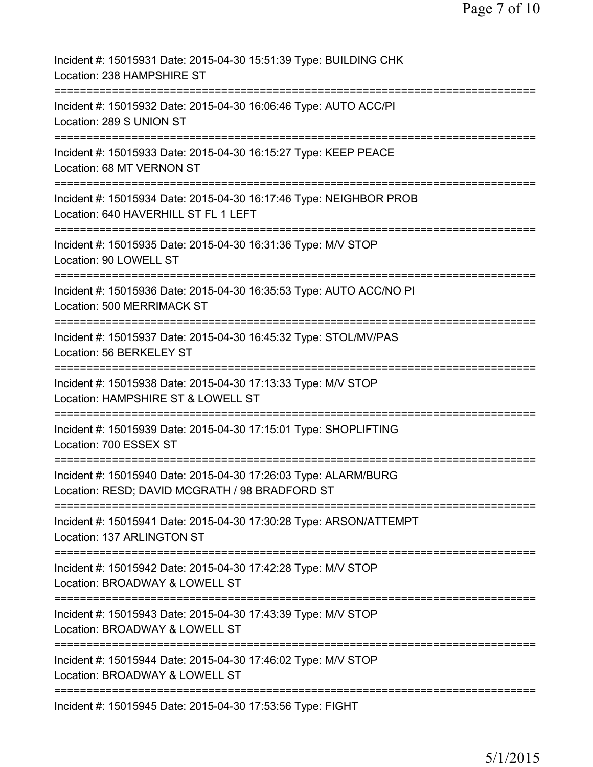Incident #: 15015931 Date: 2015-04-30 15:51:39 Type: BUILDING CHK
Location: 238 HAMPSHIRE ST
===========================================================================
Incident #: 15015932 Date: 2015-04-30 16:06:46 Type: AUTO ACC/PI
Location: 289 S UNION ST
===========================================================================
Incident #: 15015933 Date: 2015-04-30 16:15:27 Type: KEEP PEACE
Location: 68 MT VERNON ST
===========================================================================
Incident #: 15015934 Date: 2015-04-30 16:17:46 Type: NEIGHBOR PROB
Location: 640 HAVERHILL ST FL 1 LEFT
===========================================================================
Incident #: 15015935 Date: 2015-04-30 16:31:36 Type: M/V STOP
Location: 90 LOWELL ST
===========================================================================
Incident #: 15015936 Date: 2015-04-30 16:35:53 Type: AUTO ACC/NO PI
Location: 500 MERRIMACK ST
===========================================================================
Incident #: 15015937 Date: 2015-04-30 16:45:32 Type: STOL/MV/PAS
Location: 56 BERKELEY ST
===========================================================================
Incident #: 15015938 Date: 2015-04-30 17:13:33 Type: M/V STOP
Location: HAMPSHIRE ST & LOWELL ST
===========================================================================
Incident #: 15015939 Date: 2015-04-30 17:15:01 Type: SHOPLIFTING
Location: 700 ESSEX ST
===========================================================================
Incident #: 15015940 Date: 2015-04-30 17:26:03 Type: ALARM/BURG
Location: RESD; DAVID MCGRATH / 98 BRADFORD ST
===========================================================================
Incident #: 15015941 Date: 2015-04-30 17:30:28 Type: ARSON/ATTEMPT
Location: 137 ARLINGTON ST
===========================================================================
Incident #: 15015942 Date: 2015-04-30 17:42:28 Type: M/V STOP
Location: BROADWAY & LOWELL ST
===========================================================================
Incident #: 15015943 Date: 2015-04-30 17:43:39 Type: M/V STOP
Location: BROADWAY & LOWELL ST
===========================================================================
Incident #: 15015944 Date: 2015-04-30 17:46:02 Type: M/V STOP
Location: BROADWAY & LOWELL ST
===========================================================================
Incident #: 15015945 Date: 2015-04-30 17:53:56 Type: FIGHT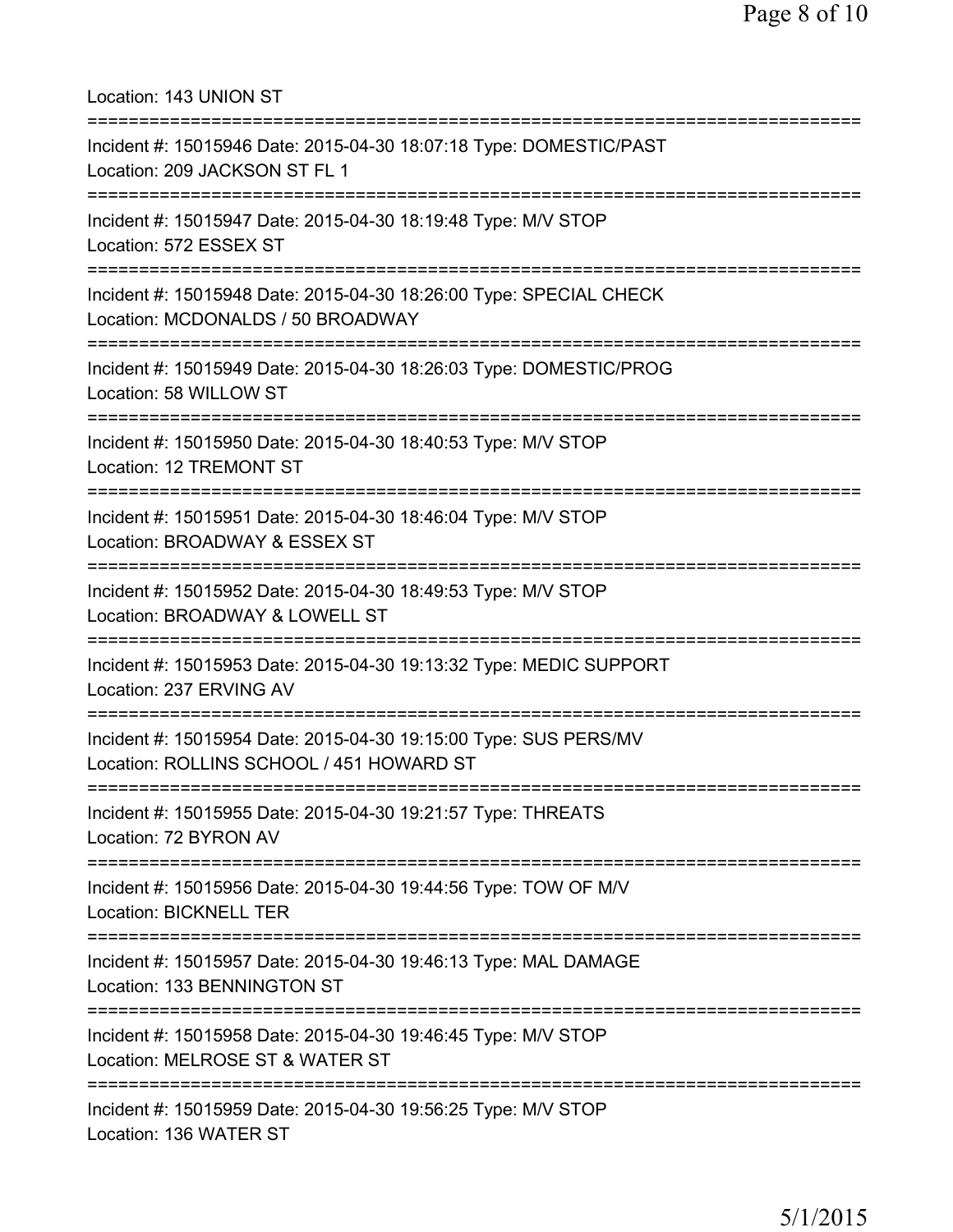Location: 143 UNION ST

===========================================================================

Incident #: 15015946 Date: 2015-04-30 18:07:18 Type: DOMESTIC/PAST
Location: 209 JACKSON ST FL 1

===========================================================================

Incident #: 15015947 Date: 2015-04-30 18:19:48 Type: M/V STOP
Location: 572 ESSEX ST

===========================================================================

Incident #: 15015948 Date: 2015-04-30 18:26:00 Type: SPECIAL CHECK
Location: MCDONALDS / 50 BROADWAY

===========================================================================

Incident #: 15015949 Date: 2015-04-30 18:26:03 Type: DOMESTIC/PROG
Location: 58 WILLOW ST

===========================================================================

Incident #: 15015950 Date: 2015-04-30 18:40:53 Type: M/V STOP
Location: 12 TREMONT ST

===========================================================================

Incident #: 15015951 Date: 2015-04-30 18:46:04 Type: M/V STOP
Location: BROADWAY & ESSEX ST

===========================================================================

Incident #: 15015952 Date: 2015-04-30 18:49:53 Type: M/V STOP
Location: BROADWAY & LOWELL ST

===========================================================================

Incident #: 15015953 Date: 2015-04-30 19:13:32 Type: MEDIC SUPPORT
Location: 237 ERVING AV

===========================================================================

Incident #: 15015954 Date: 2015-04-30 19:15:00 Type: SUS PERS/MV
Location: ROLLINS SCHOOL / 451 HOWARD ST

===========================================================================

Incident #: 15015955 Date: 2015-04-30 19:21:57 Type: THREATS
Location: 72 BYRON AV

===========================================================================

Incident #: 15015956 Date: 2015-04-30 19:44:56 Type: TOW OF M/V
Location: BICKNELL TER

===========================================================================

Incident #: 15015957 Date: 2015-04-30 19:46:13 Type: MAL DAMAGE
Location: 133 BENNINGTON ST

===========================================================================

Incident #: 15015958 Date: 2015-04-30 19:46:45 Type: M/V STOP
Location: MELROSE ST & WATER ST

===========================================================================

Incident #: 15015959 Date: 2015-04-30 19:56:25 Type: M/V STOP
Location: 136 WATER ST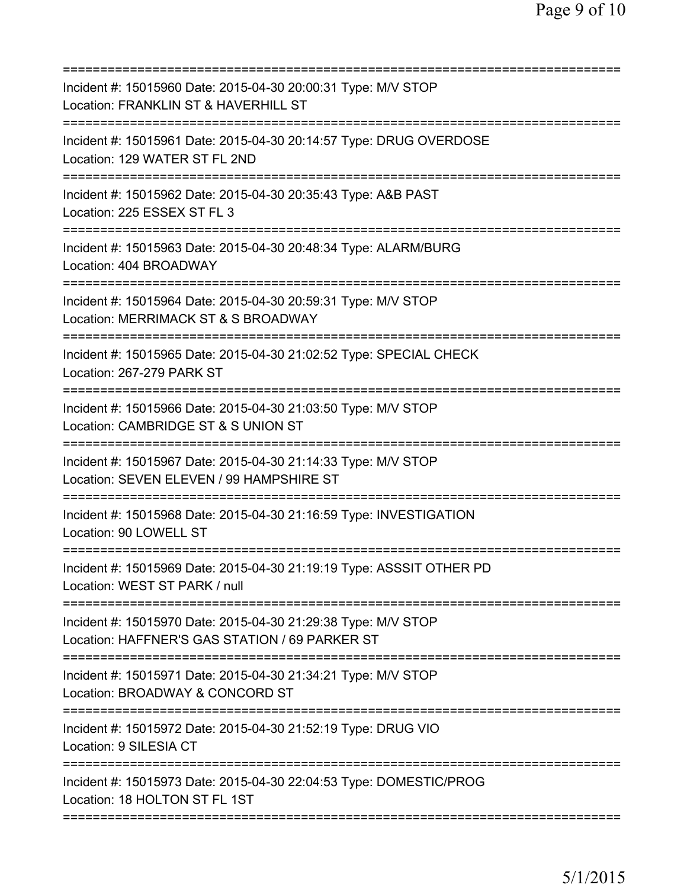===========================================================================

Incident #: 15015960 Date: 2015-04-30 20:00:31 Type: M/V STOP
Location: FRANKLIN ST & HAVERHILL ST

===========================================================================

Incident #: 15015961 Date: 2015-04-30 20:14:57 Type: DRUG OVERDOSE
Location: 129 WATER ST FL 2ND

===========================================================================

Incident #: 15015962 Date: 2015-04-30 20:35:43 Type: A&B PAST
Location: 225 ESSEX ST FL 3

===========================================================================

Incident #: 15015963 Date: 2015-04-30 20:48:34 Type: ALARM/BURG
Location: 404 BROADWAY

===========================================================================

Incident #: 15015964 Date: 2015-04-30 20:59:31 Type: M/V STOP
Location: MERRIMACK ST & S BROADWAY

===========================================================================

Incident #: 15015965 Date: 2015-04-30 21:02:52 Type: SPECIAL CHECK
Location: 267-279 PARK ST

===========================================================================

Incident #: 15015966 Date: 2015-04-30 21:03:50 Type: M/V STOP
Location: CAMBRIDGE ST & S UNION ST

===========================================================================

Incident #: 15015967 Date: 2015-04-30 21:14:33 Type: M/V STOP
Location: SEVEN ELEVEN / 99 HAMPSHIRE ST

===========================================================================

Incident #: 15015968 Date: 2015-04-30 21:16:59 Type: INVESTIGATION
Location: 90 LOWELL ST

===========================================================================

Incident #: 15015969 Date: 2015-04-30 21:19:19 Type: ASSSIT OTHER PD
Location: WEST ST PARK / null

===========================================================================

Incident #: 15015970 Date: 2015-04-30 21:29:38 Type: M/V STOP
Location: HAFFNER'S GAS STATION / 69 PARKER ST

===========================================================================

Incident #: 15015971 Date: 2015-04-30 21:34:21 Type: M/V STOP
Location: BROADWAY & CONCORD ST

===========================================================================

Incident #: 15015972 Date: 2015-04-30 21:52:19 Type: DRUG VIO
Location: 9 SILESIA CT

===========================================================================

Incident #: 15015973 Date: 2015-04-30 22:04:53 Type: DOMESTIC/PROG
Location: 18 HOLTON ST FL 1ST

===========================================================================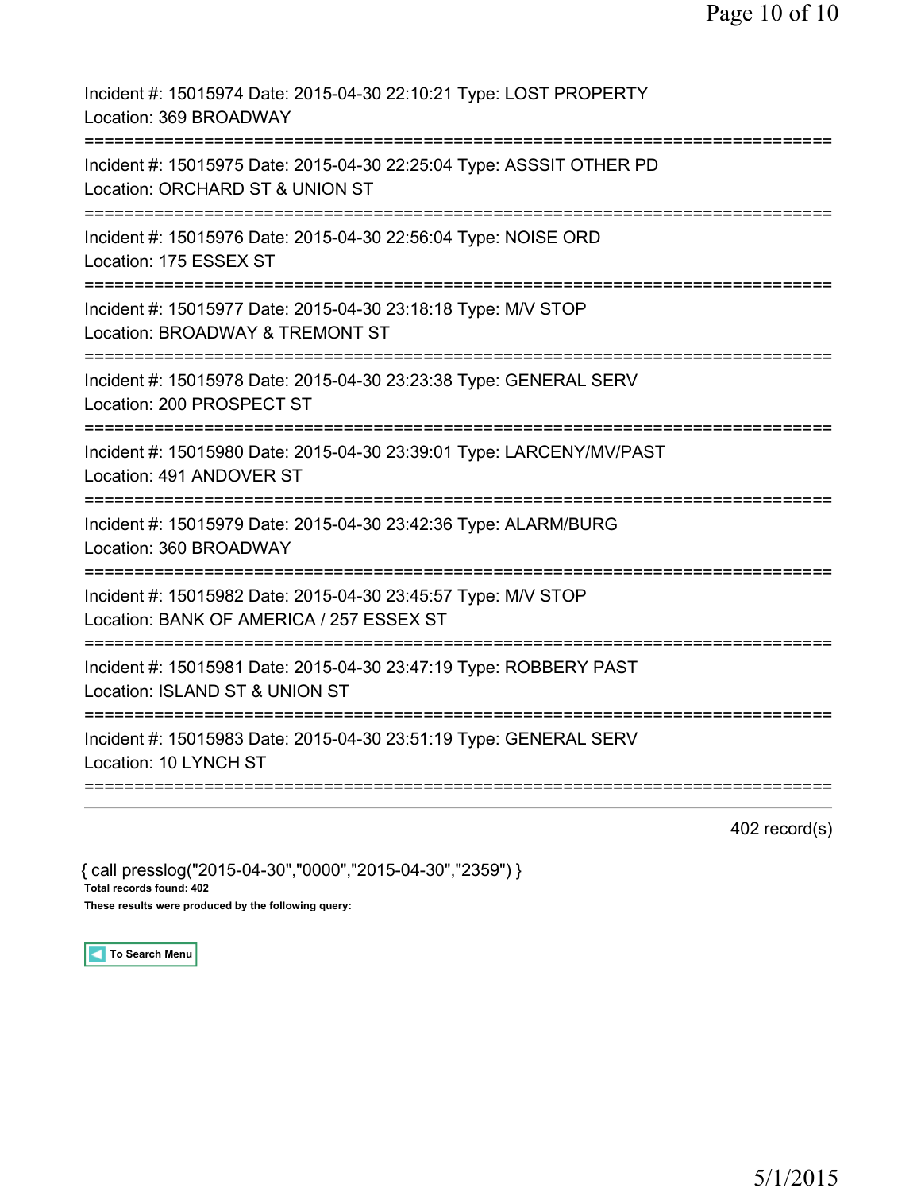Incident #: 15015974 Date: 2015-04-30 22:10:21 Type: LOST PROPERTY
Location: 369 BROADWAY

===========================================================================

Incident #: 15015975 Date: 2015-04-30 22:25:04 Type: ASSSIT OTHER PD
Location: ORCHARD ST & UNION ST

===========================================================================

Incident #: 15015976 Date: 2015-04-30 22:56:04 Type: NOISE ORD
Location: 175 ESSEX ST

===========================================================================

Incident #: 15015977 Date: 2015-04-30 23:18:18 Type: M/V STOP
Location: BROADWAY & TREMONT ST

===========================================================================

Incident #: 15015978 Date: 2015-04-30 23:23:38 Type: GENERAL SERV
Location: 200 PROSPECT ST

===========================================================================

Incident #: 15015980 Date: 2015-04-30 23:39:01 Type: LARCENY/MV/PAST
Location: 491 ANDOVER ST

===========================================================================

Incident #: 15015979 Date: 2015-04-30 23:42:36 Type: ALARM/BURG
Location: 360 BROADWAY

===========================================================================

Incident #: 15015982 Date: 2015-04-30 23:45:57 Type: M/V STOP
Location: BANK OF AMERICA / 257 ESSEX ST

===========================================================================

Incident #: 15015981 Date: 2015-04-30 23:47:19 Type: ROBBERY PAST
Location: ISLAND ST & UNION ST

===========================================================================

Incident #: 15015983 Date: 2015-04-30 23:51:19 Type: GENERAL SERV
Location: 10 LYNCH ST

===========================================================================

402 record(s)

{ call presslog("2015-04-30","0000","2015-04-30","2359") }

**Total records found: 402**

**These results were produced by the following query:**

To Search Menu